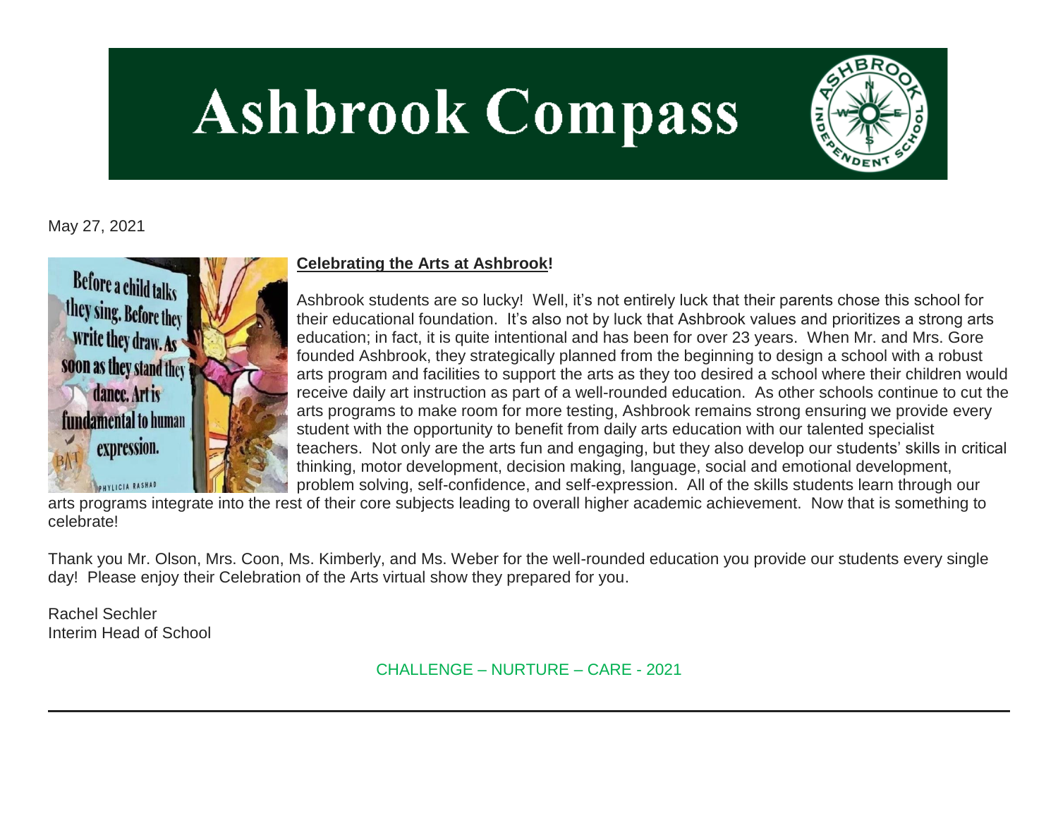# Ashbrook Compass

May 27, 2021

**Celebrating the Arts at Ashbrook!**

Ashbrook students are so lucky! Well, it's not entirely luck that their parents chose this school for their educational foundation. It's also not by luck that Ashbrook values and prioritizes a strong arts education; in fact, it is quite intentional and has been for over 23 years. When Mr. and Mrs. Gore founded Ashbrook, they strategically planned from the beginning to design a school with a robust arts program and facilities to support the arts as they too desired a school where their children would receive daily art instruction as part of a well-rounded education. As other schools continue to cut the arts programs to make room for more testing, Ashbrook remains strong ensuring we provide every student with the opportunity to benefit from daily arts education with our talented specialist teachers. Not only are the arts fun and engaging, but they also develop our students' skills in critical thinking, motor development, decision making, language, social and emotional development, problem solving, self-confidence, and self-expression. All of the skills students learn through our arts programs integrate into the rest of their core subjects leading to overall higher academic achievement. Now that is something to celebrate!

Thank you Mr. Olson, Mrs. Coon, Ms. Kimberly, and Ms. Weber for the well-rounded education you provide our students every single day! Please enjoy their Celebration of the Arts virtual show they prepared for you.

Rachel Sechler
Interim Head of School

CHALLENGE – NURTURE – CARE - 2021

---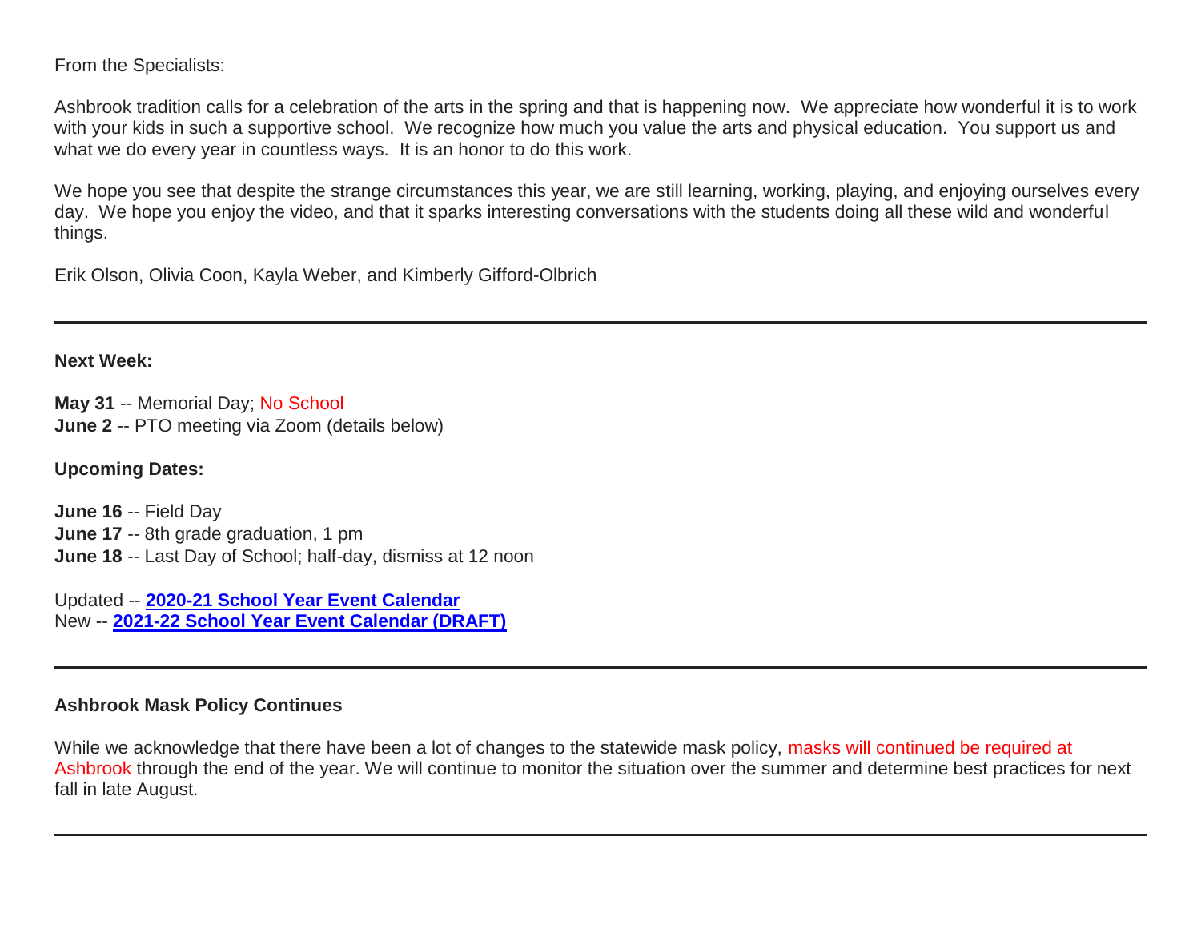From the Specialists:

Ashbrook tradition calls for a celebration of the arts in the spring and that is happening now. We appreciate how wonderful it is to work with your kids in such a supportive school. We recognize how much you value the arts and physical education. You support us and what we do every year in countless ways. It is an honor to do this work.

We hope you see that despite the strange circumstances this year, we are still learning, working, playing, and enjoying ourselves every day. We hope you enjoy the video, and that it sparks interesting conversations with the students doing all these wild and wonderful things.

Erik Olson, Olivia Coon, Kayla Weber, and Kimberly Gifford-Olbrich

---

**Next Week:**

**May 31** -- Memorial Day; No School
**June 2** -- PTO meeting via Zoom (details below)

**Upcoming Dates:**

**June 16** -- Field Day
**June 17** -- 8th grade graduation, 1 pm
**June 18** -- Last Day of School; half-day, dismiss at 12 noon

Updated -- **2020-21 School Year Event Calendar**
New -- **2021-22 School Year Event Calendar (DRAFT)**

---

**Ashbrook Mask Policy Continues**

While we acknowledge that there have been a lot of changes to the statewide mask policy, masks will continued be required at Ashbrook through the end of the year. We will continue to monitor the situation over the summer and determine best practices for next fall in late August.

---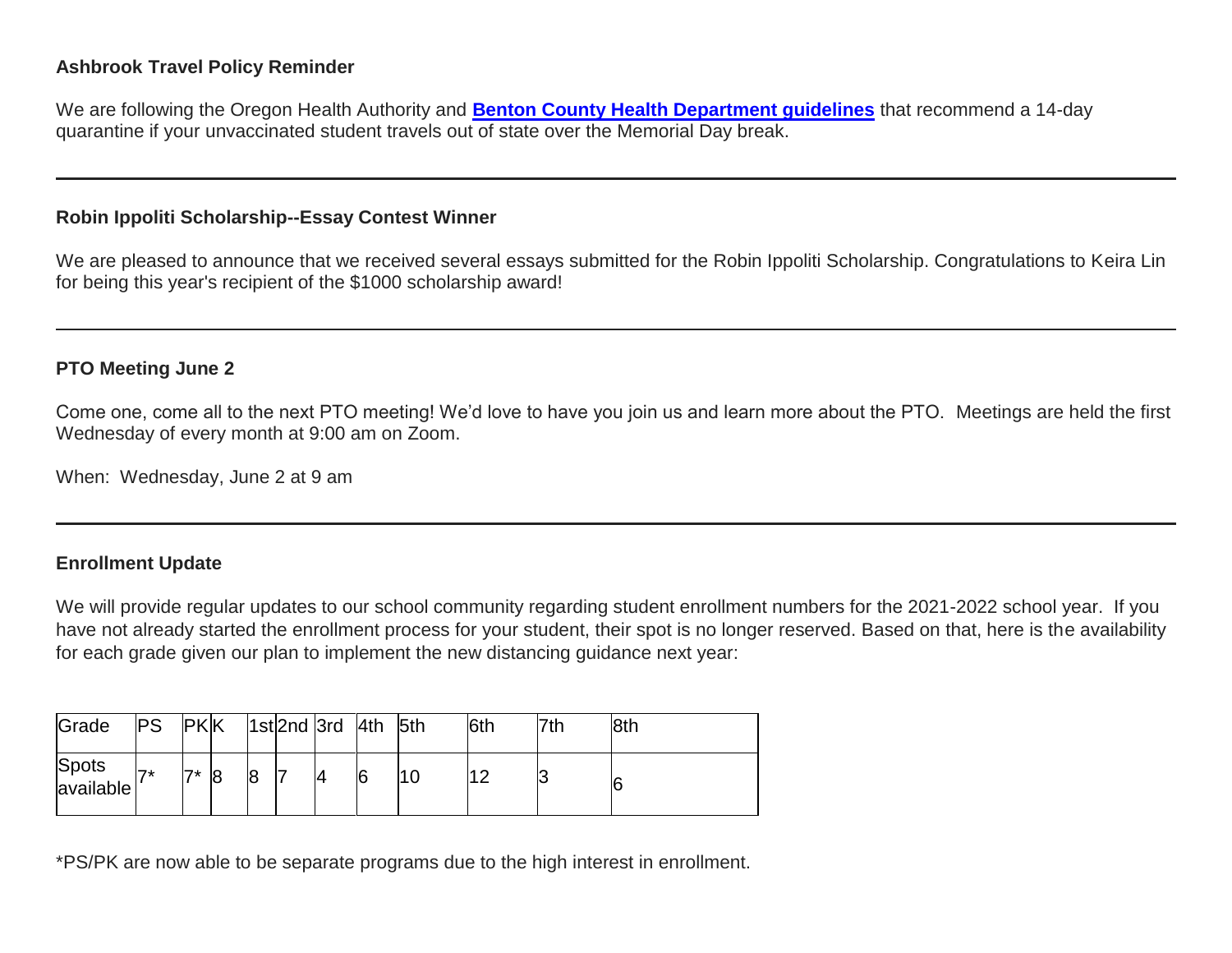**Ashbrook Travel Policy Reminder**

We are following the Oregon Health Authority and **Benton County Health Department guidelines** that recommend a 14-day quarantine if your unvaccinated student travels out of state over the Memorial Day break.

---

**Robin Ippoliti Scholarship--Essay Contest Winner**

We are pleased to announce that we received several essays submitted for the Robin Ippoliti Scholarship. Congratulations to Keira Lin for being this year's recipient of the $1000 scholarship award!

---

**PTO Meeting June 2**

Come one, come all to the next PTO meeting! We'd love to have you join us and learn more about the PTO. Meetings are held the first Wednesday of every month at 9:00 am on Zoom.

When: Wednesday, June 2 at 9 am

---

**Enrollment Update**

We will provide regular updates to our school community regarding student enrollment numbers for the 2021-2022 school year. If you have not already started the enrollment process for your student, their spot is no longer reserved. Based on that, here is the availability for each grade given our plan to implement the new distancing guidance next year:

| Grade | PS | PK | K | 1st | 2nd | 3rd | 4th | 5th | 6th | 7th | 8th |
|---|---|---|---|---|---|---|---|---|---|---|---|
| Spots available | 7* | 7* | 8 | 8 | 7 | 4 | 6 | 10 | 12 | 3 | 6 |

*PS/PK are now able to be separate programs due to the high interest in enrollment.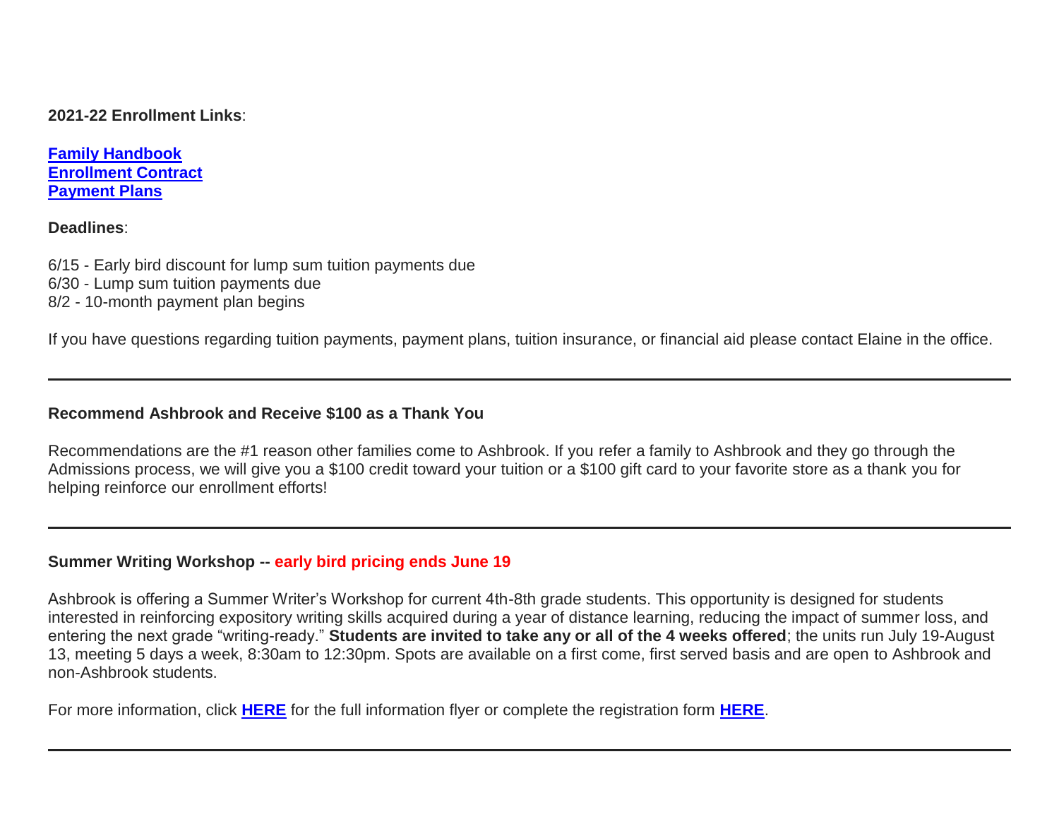**2021-22 Enrollment Links**:

**Family Handbook**
**Enrollment Contract**
**Payment Plans**

**Deadlines**:

6/15 - Early bird discount for lump sum tuition payments due
6/30 - Lump sum tuition payments due
8/2 - 10-month payment plan begins

If you have questions regarding tuition payments, payment plans, tuition insurance, or financial aid please contact Elaine in the office.

---

**Recommend Ashbrook and Receive $100 as a Thank You**

Recommendations are the #1 reason other families come to Ashbrook. If you refer a family to Ashbrook and they go through the Admissions process, we will give you a $100 credit toward your tuition or a $100 gift card to your favorite store as a thank you for helping reinforce our enrollment efforts!

---

**Summer Writing Workshop -- early bird pricing ends June 19**

Ashbrook is offering a Summer Writer's Workshop for current 4th-8th grade students. This opportunity is designed for students interested in reinforcing expository writing skills acquired during a year of distance learning, reducing the impact of summer loss, and entering the next grade "writing-ready." **Students are invited to take any or all of the 4 weeks offered**; the units run July 19-August 13, meeting 5 days a week, 8:30am to 12:30pm. Spots are available on a first come, first served basis and are open to Ashbrook and non-Ashbrook students.

For more information, click **HERE** for the full information flyer or complete the registration form **HERE**.

---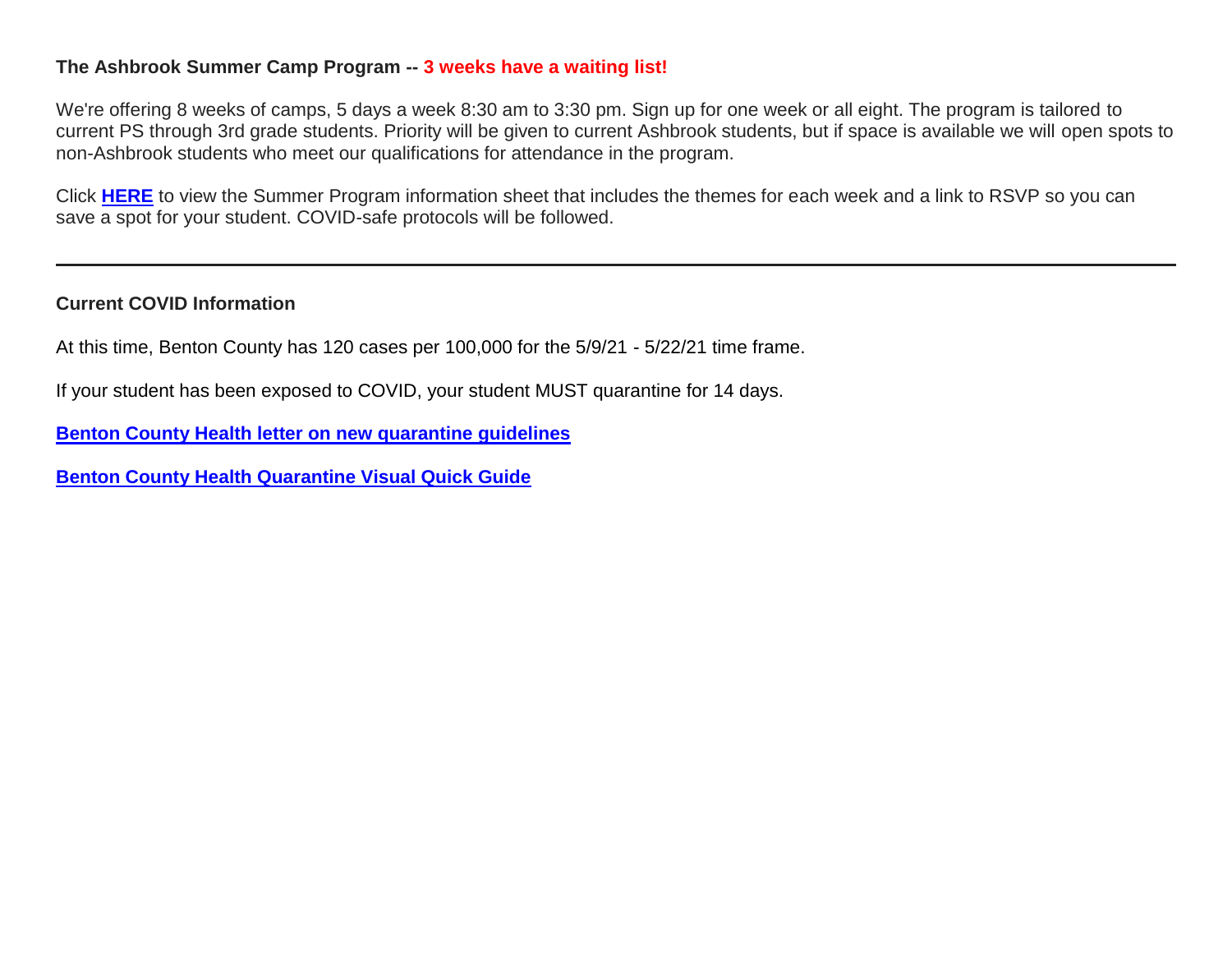**The Ashbrook Summer Camp Program -- 3 weeks have a waiting list!**

We're offering 8 weeks of camps, 5 days a week 8:30 am to 3:30 pm. Sign up for one week or all eight. The program is tailored to current PS through 3rd grade students. Priority will be given to current Ashbrook students, but if space is available we will open spots to non-Ashbrook students who meet our qualifications for attendance in the program.

Click **HERE** to view the Summer Program information sheet that includes the themes for each week and a link to RSVP so you can save a spot for your student. COVID-safe protocols will be followed.

---

**Current COVID Information**

At this time, Benton County has 120 cases per 100,000 for the 5/9/21 - 5/22/21 time frame.

If your student has been exposed to COVID, your student MUST quarantine for 14 days.

**Benton County Health letter on new quarantine guidelines**

**Benton County Health Quarantine Visual Quick Guide**